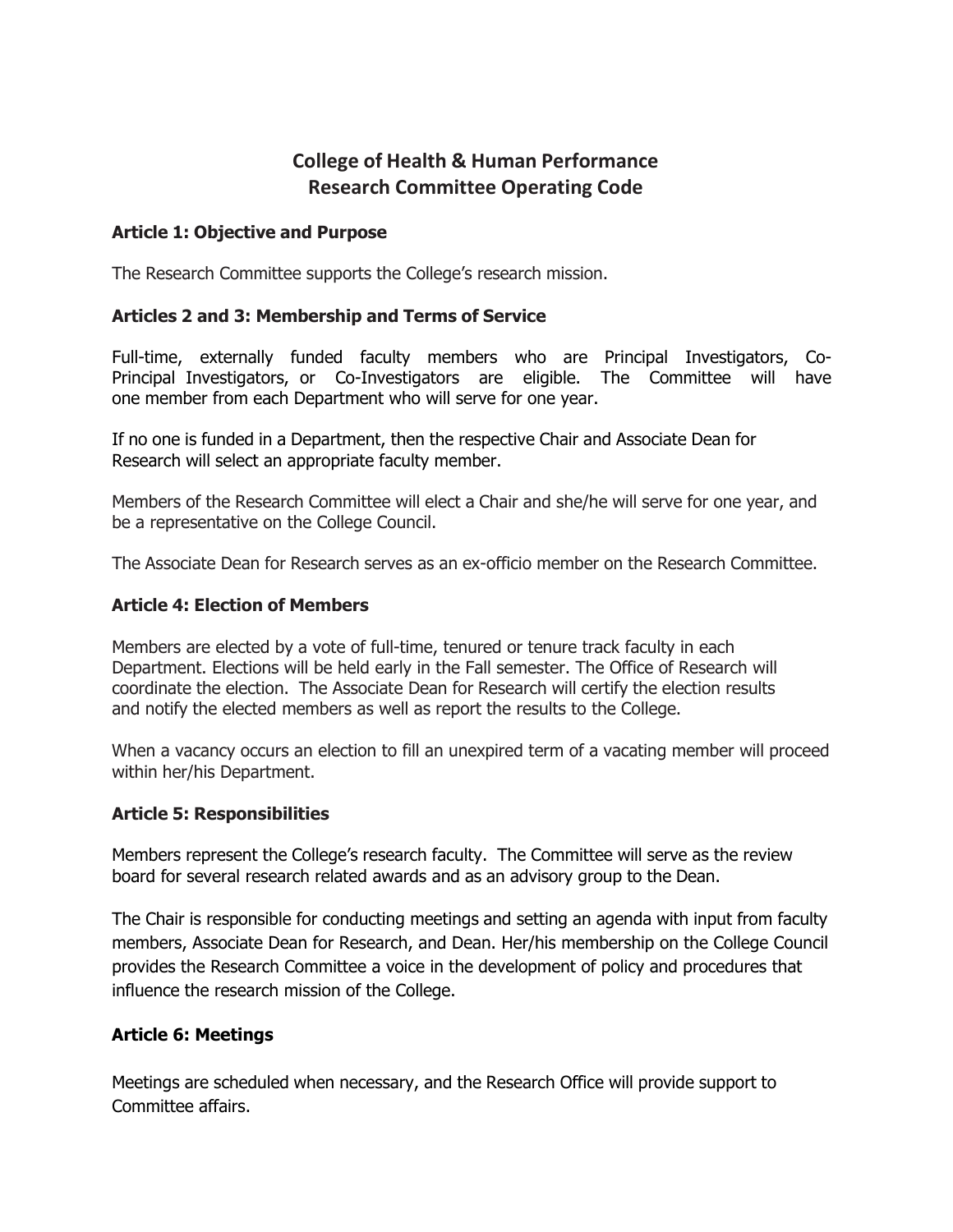# College of Health & Human Performance
# Research Committee Operating Code

## Article 1: Objective and Purpose

The Research Committee supports the College's research mission.

## Articles 2 and 3: Membership and Terms of Service

Full-time, externally funded faculty members who are Principal Investigators, Co-Principal Investigators, or Co-Investigators are eligible. The Committee will have one member from each Department who will serve for one year.

If no one is funded in a Department, then the respective Chair and Associate Dean for Research will select an appropriate faculty member.

Members of the Research Committee will elect a Chair and she/he will serve for one year, and be a representative on the College Council.

The Associate Dean for Research serves as an ex-officio member on the Research Committee.

## Article 4: Election of Members

Members are elected by a vote of full-time, tenured or tenure track faculty in each Department. Elections will be held early in the Fall semester. The Office of Research will coordinate the election. The Associate Dean for Research will certify the election results and notify the elected members as well as report the results to the College.

When a vacancy occurs an election to fill an unexpired term of a vacating member will proceed within her/his Department.

## Article 5: Responsibilities

Members represent the College's research faculty. The Committee will serve as the review board for several research related awards and as an advisory group to the Dean.

The Chair is responsible for conducting meetings and setting an agenda with input from faculty members, Associate Dean for Research, and Dean. Her/his membership on the College Council provides the Research Committee a voice in the development of policy and procedures that influence the research mission of the College.

## Article 6: Meetings

Meetings are scheduled when necessary, and the Research Office will provide support to Committee affairs.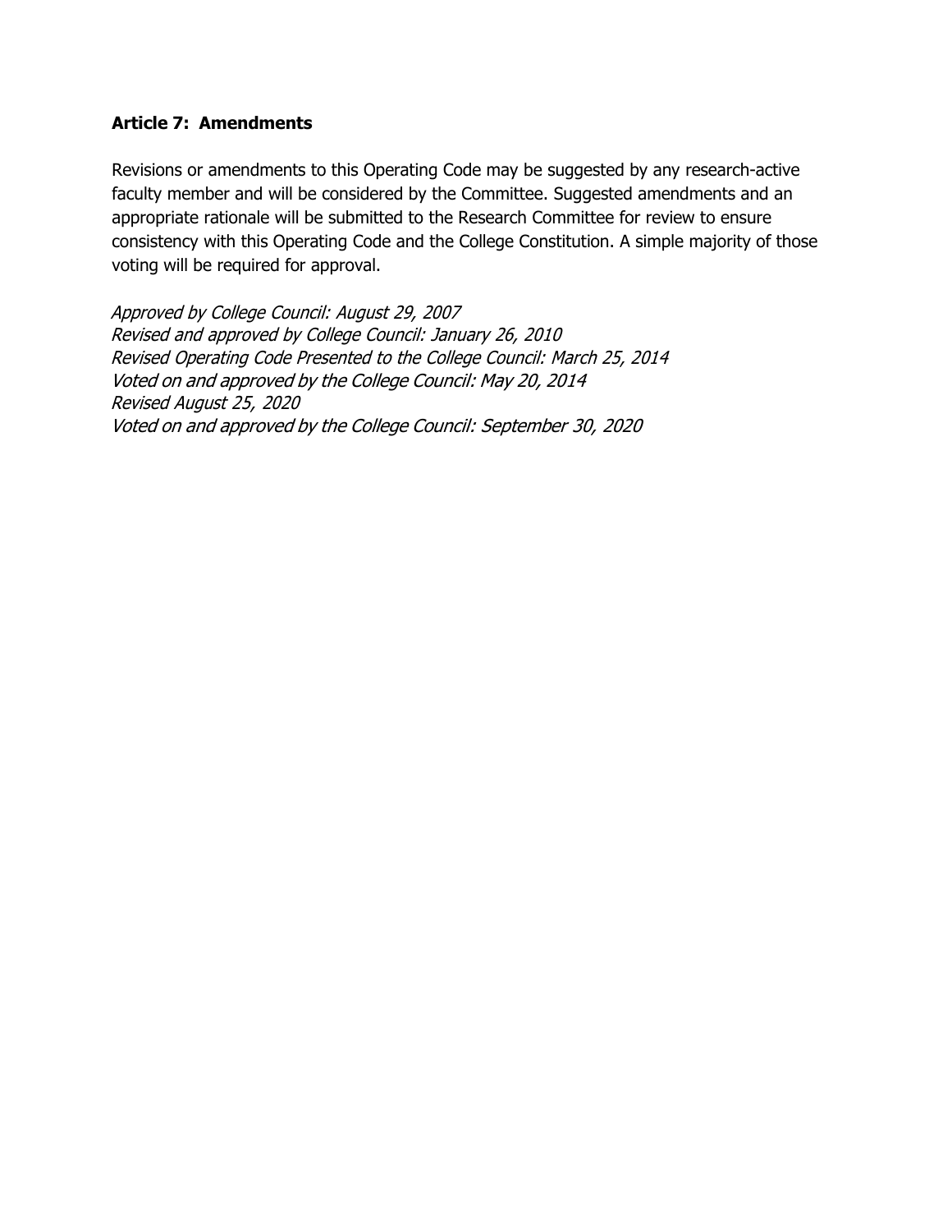**Article 7: Amendments**

Revisions or amendments to this Operating Code may be suggested by any research-active faculty member and will be considered by the Committee. Suggested amendments and an appropriate rationale will be submitted to the Research Committee for review to ensure consistency with this Operating Code and the College Constitution. A simple majority of those voting will be required for approval.

*Approved by College Council: August 29, 2007*
*Revised and approved by College Council: January 26, 2010*
*Revised Operating Code Presented to the College Council: March 25, 2014*
*Voted on and approved by the College Council: May 20, 2014*
*Revised August 25, 2020*
*Voted on and approved by the College Council: September 30, 2020*